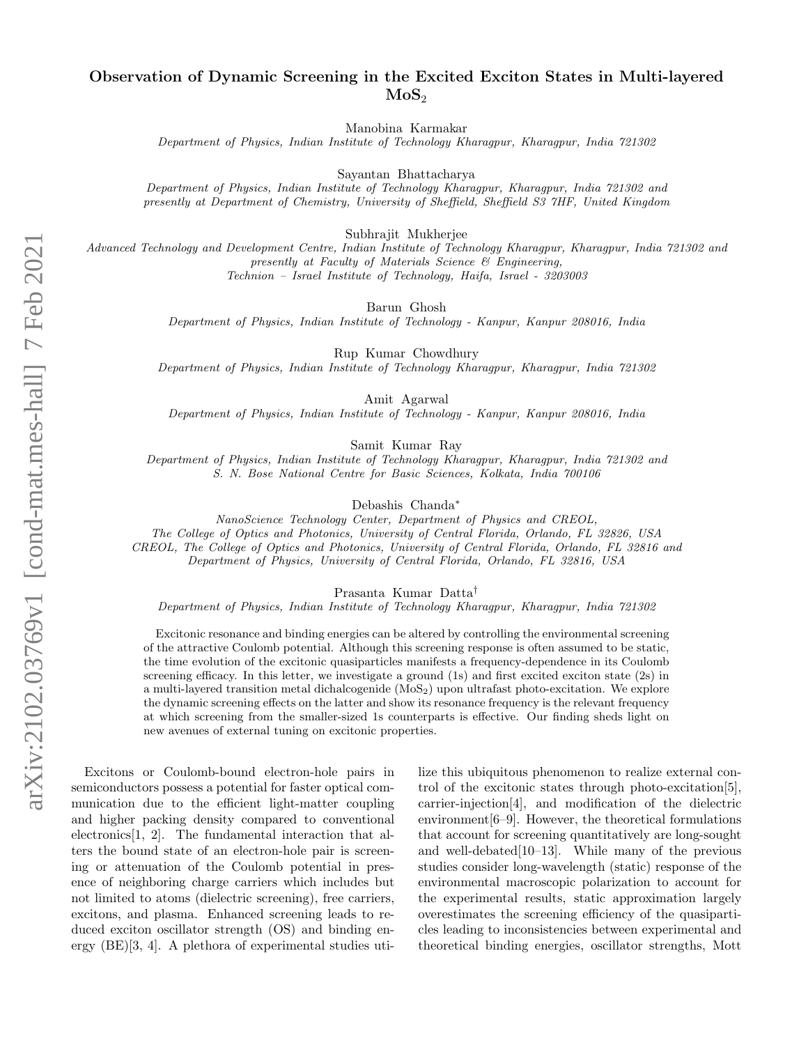# Observation of Dynamic Screening in the Excited Exciton States in Multi-layered $MoS_2$

Manobina Karmakar
*Department of Physics, Indian Institute of Technology Kharagpur, Kharagpur, India 721302*

Sayantan Bhattacharya
*Department of Physics, Indian Institute of Technology Kharagpur, Kharagpur, India 721302 and presently at Department of Chemistry, University of Sheffield, Sheffield S3 7HF, United Kingdom*

Subhrajit Mukherjee
*Advanced Technology and Development Centre, Indian Institute of Technology Kharagpur, Kharagpur, India 721302 and presently at Faculty of Materials Science & Engineering, Technion – Israel Institute of Technology, Haifa, Israel - 3203003*

Barun Ghosh
*Department of Physics, Indian Institute of Technology - Kanpur, Kanpur 208016, India*

Rup Kumar Chowdhury
*Department of Physics, Indian Institute of Technology Kharagpur, Kharagpur, India 721302*

Amit Agarwal
*Department of Physics, Indian Institute of Technology - Kanpur, Kanpur 208016, India*

Samit Kumar Ray
*Department of Physics, Indian Institute of Technology Kharagpur, Kharagpur, India 721302 and S. N. Bose National Centre for Basic Sciences, Kolkata, India 700106*

Debashis Chanda*
*NanoScience Technology Center, Department of Physics and CREOL, The College of Optics and Photonics, University of Central Florida, Orlando, FL 32826, USA CREOL, The College of Optics and Photonics, University of Central Florida, Orlando, FL 32816 and Department of Physics, University of Central Florida, Orlando, FL 32816, USA*

Prasanta Kumar Datta†
*Department of Physics, Indian Institute of Technology Kharagpur, Kharagpur, India 721302*

Excitonic resonance and binding energies can be altered by controlling the environmental screening of the attractive Coulomb potential. Although this screening response is often assumed to be static, the time evolution of the excitonic quasiparticles manifests a frequency-dependence in its Coulomb screening efficacy. In this letter, we investigate a ground (1s) and first excited exciton state (2s) in a multi-layered transition metal dichalcogenide ($MoS_2$) upon ultrafast photo-excitation. We explore the dynamic screening effects on the latter and show its resonance frequency is the relevant frequency at which screening from the smaller-sized 1s counterparts is effective. Our finding sheds light on new avenues of external tuning on excitonic properties.

Excitons or Coulomb-bound electron-hole pairs in semiconductors possess a potential for faster optical communication due to the efficient light-matter coupling and higher packing density compared to conventional electronics[1, 2]. The fundamental interaction that alters the bound state of an electron-hole pair is screening or attenuation of the Coulomb potential in presence of neighboring charge carriers which includes but not limited to atoms (dielectric screening), free carriers, excitons, and plasma. Enhanced screening leads to reduced exciton oscillator strength (OS) and binding energy (BE)[3, 4]. A plethora of experimental studies utilize this ubiquitous phenomenon to realize external control of the excitonic states through photo-excitation[5], carrier-injection[4], and modification of the dielectric environment[6–9]. However, the theoretical formulations that account for screening quantitatively are long-sought and well-debated[10–13]. While many of the previous studies consider long-wavelength (static) response of the environmental macroscopic polarization to account for the experimental results, static approximation largely overestimates the screening efficiency of the quasiparticles leading to inconsistencies between experimental and theoretical binding energies, oscillator strengths, Mott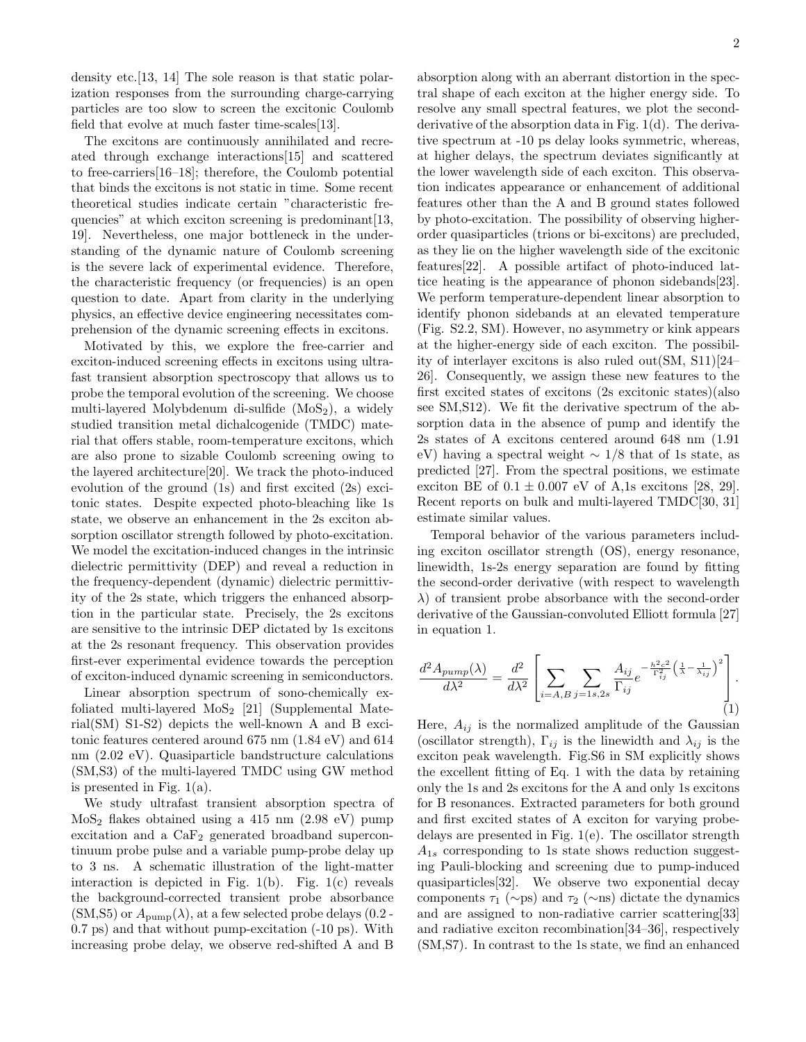density etc.[13, 14] The sole reason is that static polarization responses from the surrounding charge-carrying particles are too slow to screen the excitonic Coulomb field that evolve at much faster time-scales[13].

The excitons are continuously annihilated and recreated through exchange interactions[15] and scattered to free-carriers[16–18]; therefore, the Coulomb potential that binds the excitons is not static in time. Some recent theoretical studies indicate certain "characteristic frequencies" at which exciton screening is predominant[13, 19]. Nevertheless, one major bottleneck in the understanding of the dynamic nature of Coulomb screening is the severe lack of experimental evidence. Therefore, the characteristic frequency (or frequencies) is an open question to date. Apart from clarity in the underlying physics, an effective device engineering necessitates comprehension of the dynamic screening effects in excitons.

Motivated by this, we explore the free-carrier and exciton-induced screening effects in excitons using ultrafast transient absorption spectroscopy that allows us to probe the temporal evolution of the screening. We choose multi-layered Molybdenum di-sulfide ($MoS_2$), a widely studied transition metal dichalcogenide (TMDC) material that offers stable, room-temperature excitons, which are also prone to sizable Coulomb screening owing to the layered architecture[20]. We track the photo-induced evolution of the ground (1s) and first excited (2s) excitonic states. Despite expected photo-bleaching like 1s state, we observe an enhancement in the 2s exciton absorption oscillator strength followed by photo-excitation. We model the excitation-induced changes in the intrinsic dielectric permittivity (DEP) and reveal a reduction in the frequency-dependent (dynamic) dielectric permittivity of the 2s state, which triggers the enhanced absorption in the particular state. Precisely, the 2s excitons are sensitive to the intrinsic DEP dictated by 1s excitons at the 2s resonant frequency. This observation provides first-ever experimental evidence towards the perception of exciton-induced dynamic screening in semiconductors.

Linear absorption spectrum of sono-chemically exfoliated multi-layered $MoS_2$ [21] (Supplemental Material(SM) S1-S2) depicts the well-known A and B excitonic features centered around 675 nm (1.84 eV) and 614 nm (2.02 eV). Quasiparticle bandstructure calculations (SM,S3) of the multi-layered TMDC using GW method is presented in Fig. 1(a).

We study ultrafast transient absorption spectra of $MoS_2$ flakes obtained using a 415 nm (2.98 eV) pump excitation and a $CaF_2$ generated broadband supercontinuum probe pulse and a variable pump-probe delay up to 3 ns. A schematic illustration of the light-matter interaction is depicted in Fig. 1(b). Fig. 1(c) reveals the background-corrected transient probe absorbance (SM,S5) or $A_{\text{pump}}(\lambda)$, at a few selected probe delays (0.2 - 0.7 ps) and that without pump-excitation (-10 ps). With increasing probe delay, we observe red-shifted A and B absorption along with an aberrant distortion in the spectral shape of each exciton at the higher energy side. To resolve any small spectral features, we plot the second-derivative of the absorption data in Fig. 1(d). The derivative spectrum at -10 ps delay looks symmetric, whereas, at higher delays, the spectrum deviates significantly at the lower wavelength side of each exciton. This observation indicates appearance or enhancement of additional features other than the A and B ground states followed by photo-excitation. The possibility of observing higher-order quasiparticles (trions or bi-excitons) are precluded, as they lie on the higher wavelength side of the excitonic features[22]. A possible artifact of photo-induced lattice heating is the appearance of phonon sidebands[23]. We perform temperature-dependent linear absorption to identify phonon sidebands at an elevated temperature (Fig. S2.2, SM). However, no asymmetry or kink appears at the higher-energy side of each exciton. The possibility of interlayer excitons is also ruled out(SM, S11)[24–26]. Consequently, we assign these new features to the first excited states of excitons (2s excitonic states)(also see SM,S12). We fit the derivative spectrum of the absorption data in the absence of pump and identify the 2s states of A excitons centered around 648 nm (1.91 eV) having a spectral weight $\sim 1/8$ that of 1s state, as predicted [27]. From the spectral positions, we estimate exciton BE of $0.1 \pm 0.007$ eV of A,1s excitons [28, 29]. Recent reports on bulk and multi-layered TMDC[30, 31] estimate similar values.

Temporal behavior of the various parameters including exciton oscillator strength (OS), energy resonance, linewidth, 1s-2s energy separation are found by fitting the second-order derivative (with respect to wavelength $\lambda$) of transient probe absorbance with the second-order derivative of the Gaussian-convoluted Elliott formula [27] in equation 1.

$$\frac{d^2 A_{pump}(\lambda)}{d\lambda^2} = \frac{d^2}{d\lambda^2}\left[\sum_{i=A,B}\sum_{j=1s,2s}\frac{A_{ij}}{\Gamma_{ij}}e^{-\frac{h^2c^2}{\Gamma_{ij}^2}\left(\frac{1}{\lambda}-\frac{1}{\lambda_{ij}}\right)^2}\right]. \tag{1}$$

Here, $A_{ij}$ is the normalized amplitude of the Gaussian (oscillator strength), $\Gamma_{ij}$ is the linewidth and $\lambda_{ij}$ is the exciton peak wavelength. Fig.S6 in SM explicitly shows the excellent fitting of Eq. 1 with the data by retaining only the 1s and 2s excitons for the A and only 1s excitons for B resonances. Extracted parameters for both ground and first excited states of A exciton for varying probe-delays are presented in Fig. 1(e). The oscillator strength $A_{1s}$ corresponding to 1s state shows reduction suggesting Pauli-blocking and screening due to pump-induced quasiparticles[32]. We observe two exponential decay components $\tau_1$ ($\sim$ps) and $\tau_2$ ($\sim$ns) dictate the dynamics and are assigned to non-radiative carrier scattering[33] and radiative exciton recombination[34–36], respectively (SM,S7). In contrast to the 1s state, we find an enhanced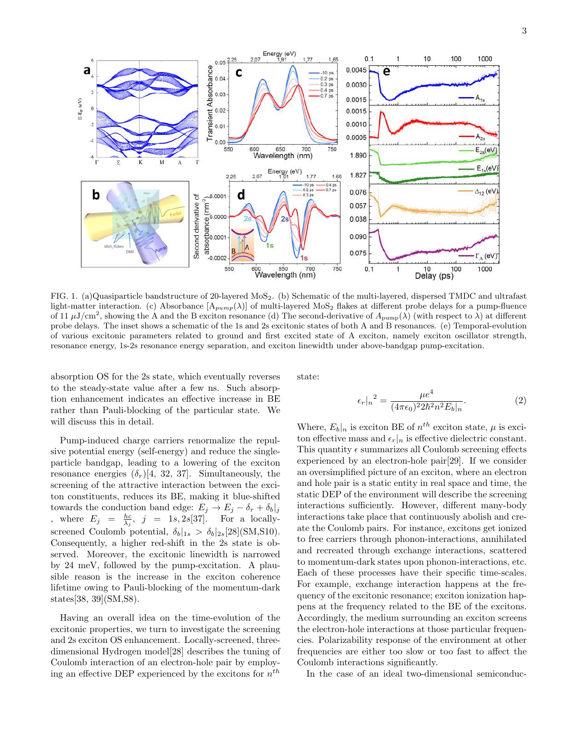FIG. 1. (a)Quasiparticle bandstructure of 20-layered $MoS_2$. (b) Schematic of the multi-layered, dispersed TMDC and ultrafast light-matter interaction. (c) Absorbance [$A_{pump}(\lambda)$] of multi-layered $MoS_2$ flakes at different probe delays for a pump-fluence of 11 $\mu$J/cm$^2$, showing the A and the B exciton resonance (d) The second-derivative of $A_{\text{pump}}(\lambda)$ (with respect to $\lambda$) at different probe delays. The inset shows a schematic of the 1s and 2s excitonic states of both A and B resonances. (e) Temporal-evolution of various excitonic parameters related to ground and first excited state of A exciton, namely exciton oscillator strength, resonance energy, 1s-2s resonance energy separation, and exciton linewidth under above-bandgap pump-excitation.

absorption OS for the 2s state, which eventually reverses to the steady-state value after a few ns. Such absorption enhancement indicates an effective increase in BE rather than Pauli-blocking of the particular state. We will discuss this in detail.

Pump-induced charge carriers renormalize the repulsive potential energy (self-energy) and reduce the single-particle bandgap, leading to a lowering of the exciton resonance energies ($\delta_r$)[4, 32, 37]. Simultaneously, the screening of the attractive interaction between the exciton constituents, reduces its BE, making it blue-shifted towards the conduction band edge: $E_j \rightarrow E_j - \delta_r + \delta_b|_j$ , where $E_j = \frac{hc}{\lambda_j}$, $j = 1s, 2s$[37]. For a locally-screened Coulomb potential, $\delta_b|_{1s} > \delta_b|_{2s}$[28](SM,S10). Consequently, a higher red-shift in the 2s state is observed. Moreover, the excitonic linewidth is narrowed by 24 meV, followed by the pump-excitation. A plausible reason is the increase in the exciton coherence lifetime owing to Pauli-blocking of the momentum-dark states[38, 39](SM,S8).

Having an overall idea on the time-evolution of the excitonic properties, we turn to investigate the screening and 2s exciton OS enhancement. Locally-screened, three-dimensional Hydrogen model[28] describes the tuning of Coulomb interaction of an electron-hole pair by employing an effective DEP experienced by the excitons for $n^{th}$ state:

$$\epsilon_r|_n{}^2 = \frac{\mu e^4}{(4\pi\epsilon_0)^2 2\hbar^2 n^2 E_b|_n}. \tag{2}$$

Where, $E_b|_n$ is exciton BE of $n^{th}$ exciton state, $\mu$ is exciton effective mass and $\epsilon_r|_n$ is effective dielectric constant. This quantity $\epsilon$ summarizes all Coulomb screening effects experienced by an electron-hole pair[29]. If we consider an oversimplified picture of an exciton, where an electron and hole pair is a static entity in real space and time, the static DEP of the environment will describe the screening interactions sufficiently. However, different many-body interactions take place that continuously abolish and create the Coulomb pairs. For instance, excitons get ionized to free carriers through phonon-interactions, annihilated and recreated through exchange interactions, scattered to momentum-dark states upon phonon-interactions, etc. Each of these processes have their specific time-scales. For example, exchange interaction happens at the frequency of the excitonic resonance; exciton ionization happens at the frequency related to the BE of the excitons. Accordingly, the medium surrounding an exciton screens the electron-hole interactions at those particular frequencies. Polarizability response of the environment at other frequencies are either too slow or too fast to affect the Coulomb interactions significantly.

In the case of an ideal two-dimensional semiconduc-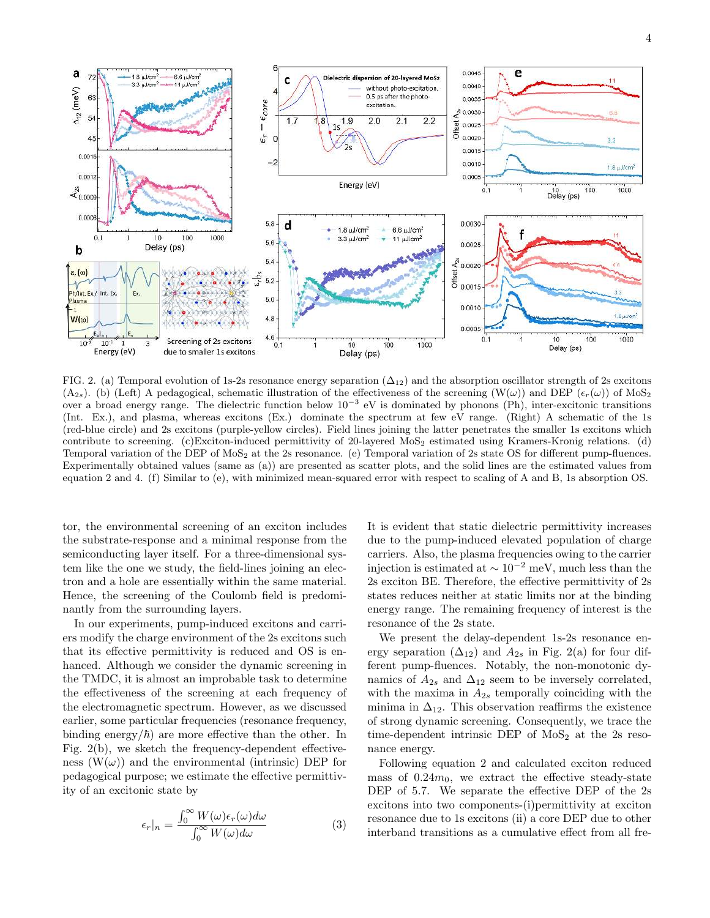FIG. 2. (a) Temporal evolution of 1s-2s resonance energy separation ($\Delta_{12}$) and the absorption oscillator strength of 2s excitons ($A_{2s}$). (b) (Left) A pedagogical, schematic illustration of the effectiveness of the screening ($W(\omega)$) and DEP ($\epsilon_r(\omega)$) of $MoS_2$ over a broad energy range. The dielectric function below $10^{-3}$ eV is dominated by phonons (Ph), inter-excitonic transitions (Int. Ex.), and plasma, whereas excitons (Ex.) dominate the spectrum at few eV range. (Right) A schematic of the 1s (red-blue circle) and 2s excitons (purple-yellow circles). Field lines joining the latter penetrates the smaller 1s excitons which contribute to screening. (c)Exciton-induced permittivity of 20-layered $MoS_2$ estimated using Kramers-Kronig relations. (d) Temporal variation of the DEP of $MoS_2$ at the 2s resonance. (e) Temporal variation of 2s state OS for different pump-fluences. Experimentally obtained values (same as (a)) are presented as scatter plots, and the solid lines are the estimated values from equation 2 and 4. (f) Similar to (e), with minimized mean-squared error with respect to scaling of A and B, 1s absorption OS.

tor, the environmental screening of an exciton includes the substrate-response and a minimal response from the semiconducting layer itself. For a three-dimensional system like the one we study, the field-lines joining an electron and a hole are essentially within the same material. Hence, the screening of the Coulomb field is predominantly from the surrounding layers.

In our experiments, pump-induced excitons and carriers modify the charge environment of the 2s excitons such that its effective permittivity is reduced and OS is enhanced. Although we consider the dynamic screening in the TMDC, it is almost an improbable task to determine the effectiveness of the screening at each frequency of the electromagnetic spectrum. However, as we discussed earlier, some particular frequencies (resonance frequency, binding energy/$\hbar$) are more effective than the other. In Fig. 2(b), we sketch the frequency-dependent effectiveness ($W(\omega)$) and the environmental (intrinsic) DEP for pedagogical purpose; we estimate the effective permittivity of an excitonic state by

$$\epsilon_r|_n = \frac{\int_0^\infty W(\omega)\epsilon_r(\omega)d\omega}{\int_0^\infty W(\omega)d\omega} \tag{3}$$

It is evident that static dielectric permittivity increases due to the pump-induced elevated population of charge carriers. Also, the plasma frequencies owing to the carrier injection is estimated at $\sim 10^{-2}$ meV, much less than the 2s exciton BE. Therefore, the effective permittivity of 2s states reduces neither at static limits nor at the binding energy range. The remaining frequency of interest is the resonance of the 2s state.

We present the delay-dependent 1s-2s resonance energy separation ($\Delta_{12}$) and $A_{2s}$ in Fig. 2(a) for four different pump-fluences. Notably, the non-monotonic dynamics of $A_{2s}$ and $\Delta_{12}$ seem to be inversely correlated, with the maxima in $A_{2s}$ temporally coinciding with the minima in $\Delta_{12}$. This observation reaffirms the existence of strong dynamic screening. Consequently, we trace the time-dependent intrinsic DEP of $MoS_2$ at the 2s resonance energy.

Following equation 2 and calculated exciton reduced mass of $0.24m_0$, we extract the effective steady-state DEP of 5.7. We separate the effective DEP of the 2s excitons into two components-(i)permittivity at exciton resonance due to 1s excitons (ii) a core DEP due to other interband transitions as a cumulative effect from all fre-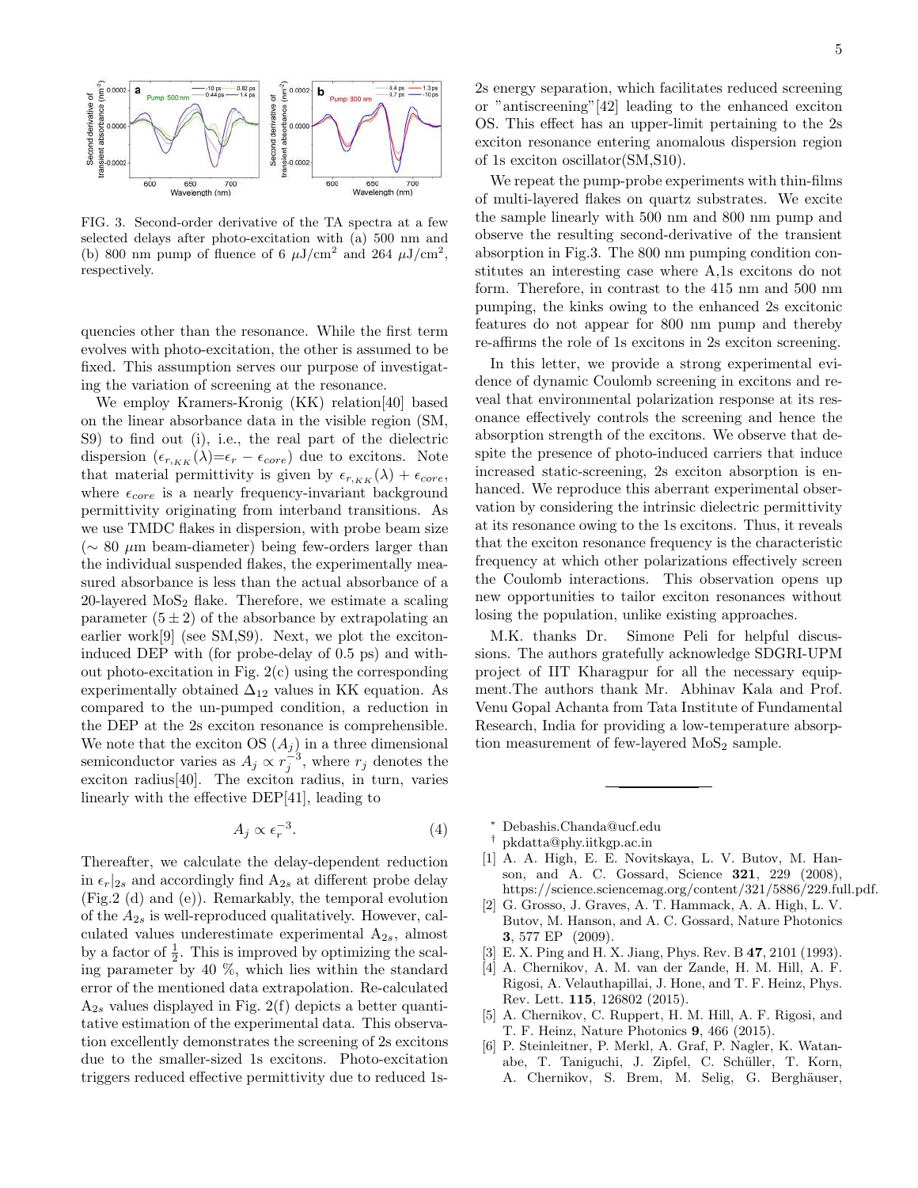FIG. 3. Second-order derivative of the TA spectra at a few selected delays after photo-excitation with (a) 500 nm and (b) 800 nm pump of fluence of 6 $\mu$J/cm$^2$ and 264 $\mu$J/cm$^2$, respectively.

quencies other than the resonance. While the first term evolves with photo-excitation, the other is assumed to be fixed. This assumption serves our purpose of investigating the variation of screening at the resonance.

We employ Kramers-Kronig (KK) relation[40] based on the linear absorbance data in the visible region (SM, S9) to find out (i), i.e., the real part of the dielectric dispersion ($\epsilon_{r,KK}(\lambda)$=$\epsilon_r - \epsilon_{core}$) due to excitons. Note that material permittivity is given by $\epsilon_{r,KK}(\lambda) + \epsilon_{core}$, where $\epsilon_{core}$ is a nearly frequency-invariant background permittivity originating from interband transitions. As we use TMDC flakes in dispersion, with probe beam size ($\sim$ 80 $\mu$m beam-diameter) being few-orders larger than the individual suspended flakes, the experimentally measured absorbance is less than the actual absorbance of a 20-layered $MoS_2$ flake. Therefore, we estimate a scaling parameter ($5 \pm 2$) of the absorbance by extrapolating an earlier work[9] (see SM,S9). Next, we plot the exciton-induced DEP with (for probe-delay of 0.5 ps) and without photo-excitation in Fig. 2(c) using the corresponding experimentally obtained $\Delta_{12}$ values in KK equation. As compared to the un-pumped condition, a reduction in the DEP at the 2s exciton resonance is comprehensible. We note that the exciton OS ($A_j$) in a three dimensional semiconductor varies as $A_j \propto r_j^{-3}$, where $r_j$ denotes the exciton radius[40]. The exciton radius, in turn, varies linearly with the effective DEP[41], leading to

$$A_j \propto \epsilon_r^{-3}. \tag{4}$$

Thereafter, we calculate the delay-dependent reduction in $\epsilon_r|_{2s}$ and accordingly find $A_{2s}$ at different probe delay (Fig.2 (d) and (e)). Remarkably, the temporal evolution of the $A_{2s}$ is well-reproduced qualitatively. However, calculated values underestimate experimental $A_{2s}$, almost by a factor of $\frac{1}{2}$. This is improved by optimizing the scaling parameter by 40 %, which lies within the standard error of the mentioned data extrapolation. Re-calculated $A_{2s}$ values displayed in Fig. 2(f) depicts a better quantitative estimation of the experimental data. This observation excellently demonstrates the screening of 2s excitons due to the smaller-sized 1s excitons. Photo-excitation triggers reduced effective permittivity due to reduced 1s-2s energy separation, which facilitates reduced screening or "antiscreening"[42] leading to the enhanced exciton OS. This effect has an upper-limit pertaining to the 2s exciton resonance entering anomalous dispersion region of 1s exciton oscillator(SM,S10).

We repeat the pump-probe experiments with thin-films of multi-layered flakes on quartz substrates. We excite the sample linearly with 500 nm and 800 nm pump and observe the resulting second-derivative of the transient absorption in Fig.3. The 800 nm pumping condition constitutes an interesting case where A,1s excitons do not form. Therefore, in contrast to the 415 nm and 500 nm pumping, the kinks owing to the enhanced 2s excitonic features do not appear for 800 nm pump and thereby re-affirms the role of 1s excitons in 2s exciton screening.

In this letter, we provide a strong experimental evidence of dynamic Coulomb screening in excitons and reveal that environmental polarization response at its resonance effectively controls the screening and hence the absorption strength of the excitons. We observe that despite the presence of photo-induced carriers that induce increased static-screening, 2s exciton absorption is enhanced. We reproduce this aberrant experimental observation by considering the intrinsic dielectric permittivity at its resonance owing to the 1s excitons. Thus, it reveals that the exciton resonance frequency is the characteristic frequency at which other polarizations effectively screen the Coulomb interactions. This observation opens up new opportunities to tailor exciton resonances without losing the population, unlike existing approaches.

M.K. thanks Dr. Simone Peli for helpful discussions. The authors gratefully acknowledge SDGRI-UPM project of IIT Kharagpur for all the necessary equipment. The authors thank Mr. Abhinav Kala and Prof. Venu Gopal Achanta from Tata Institute of Fundamental Research, India for providing a low-temperature absorption measurement of few-layered $MoS_2$ sample.

---

[*] Debashis.Chanda@ucf.edu

[†] pkdatta@phy.iitkgp.ac.in

[1] A. A. High, E. E. Novitskaya, L. V. Butov, M. Hanson, and A. C. Gossard, Science **321**, 229 (2008), https://science.sciencemag.org/content/321/5886/229.full.pdf.

[2] G. Grosso, J. Graves, A. T. Hammack, A. A. High, L. V. Butov, M. Hanson, and A. C. Gossard, Nature Photonics **3**, 577 EP (2009).

[3] E. X. Ping and H. X. Jiang, Phys. Rev. B **47**, 2101 (1993).

[4] A. Chernikov, A. M. van der Zande, H. M. Hill, A. F. Rigosi, A. Velauthapillai, J. Hone, and T. F. Heinz, Phys. Rev. Lett. **115**, 126802 (2015).

[5] A. Chernikov, C. Ruppert, H. M. Hill, A. F. Rigosi, and T. F. Heinz, Nature Photonics **9**, 466 (2015).

[6] P. Steinleitner, P. Merkl, A. Graf, P. Nagler, K. Watanabe, T. Taniguchi, J. Zipfel, C. Schüller, T. Korn, A. Chernikov, S. Brem, M. Selig, G. Berghäuser,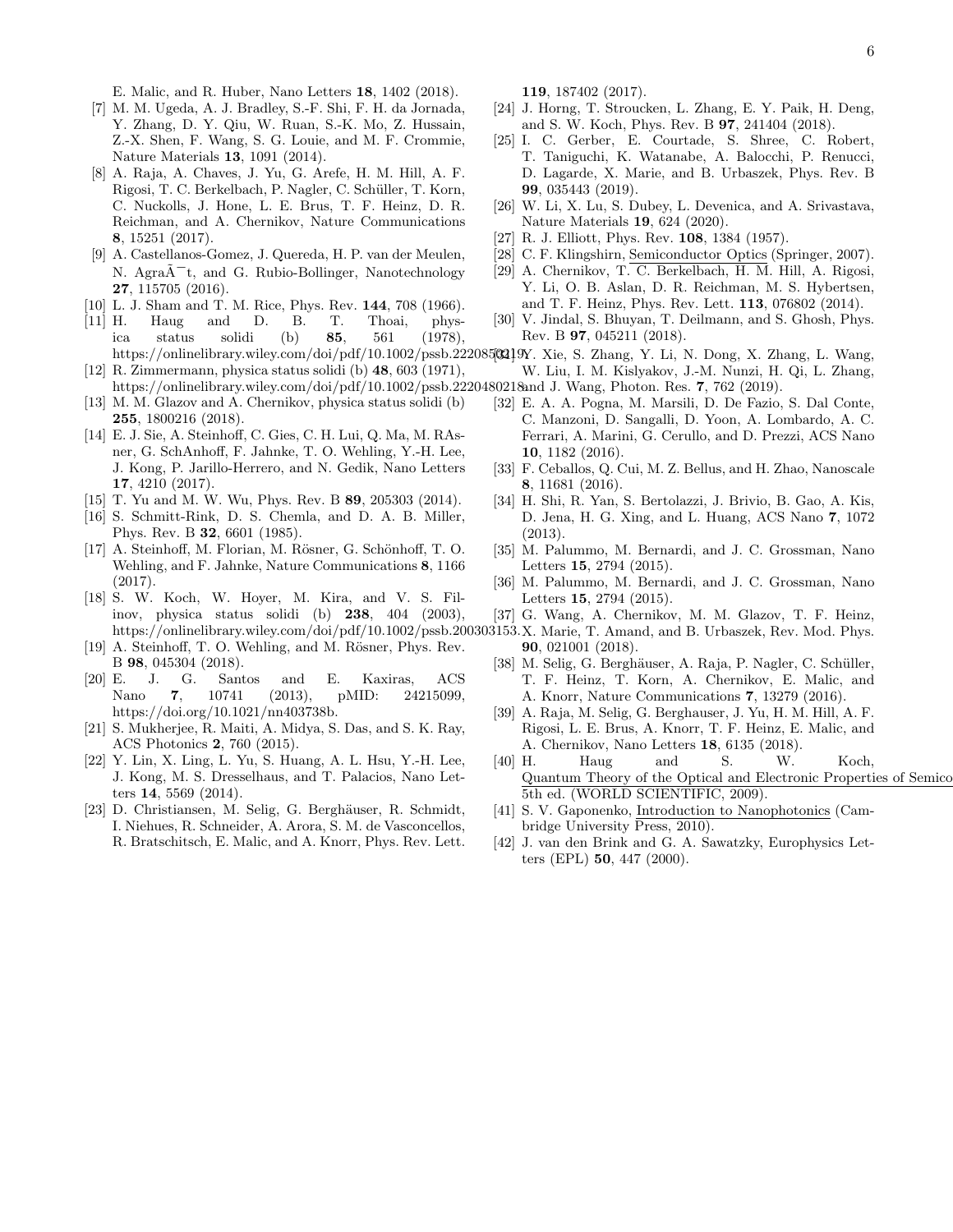E. Malic, and R. Huber, Nano Letters **18**, 1402 (2018).

[7] M. M. Ugeda, A. J. Bradley, S.-F. Shi, F. H. da Jornada, Y. Zhang, D. Y. Qiu, W. Ruan, S.-K. Mo, Z. Hussain, Z.-X. Shen, F. Wang, S. G. Louie, and M. F. Crommie, Nature Materials **13**, 1091 (2014).

[8] A. Raja, A. Chaves, J. Yu, G. Arefe, H. M. Hill, A. F. Rigosi, T. C. Berkelbach, P. Nagler, C. Schüller, T. Korn, C. Nuckolls, J. Hone, L. E. Brus, T. F. Heinz, D. R. Reichman, and A. Chernikov, Nature Communications **8**, 15251 (2017).

[9] A. Castellanos-Gomez, J. Quereda, H. P. van der Meulen, N. AgraÃ¯t, and G. Rubio-Bollinger, Nanotechnology **27**, 115705 (2016).

[10] L. J. Sham and T. M. Rice, Phys. Rev. **144**, 708 (1966).

[11] H. Haug and D. B. T. Thoai, physica status solidi (b) **85**, 561 (1978), https://onlinelibrary.wiley.com/doi/pdf/10.1002/pssb.2220850219.

[12] R. Zimmermann, physica status solidi (b) **48**, 603 (1971), https://onlinelibrary.wiley.com/doi/pdf/10.1002/pssb.2220480218.

[13] M. M. Glazov and A. Chernikov, physica status solidi (b) **255**, 1800216 (2018).

[14] E. J. Sie, A. Steinhoff, C. Gies, C. H. Lui, Q. Ma, M. RAsner, G. SchAnhoff, F. Jahnke, T. O. Wehling, Y.-H. Lee, J. Kong, P. Jarillo-Herrero, and N. Gedik, Nano Letters **17**, 4210 (2017).

[15] T. Yu and M. W. Wu, Phys. Rev. B **89**, 205303 (2014).

[16] S. Schmitt-Rink, D. S. Chemla, and D. A. B. Miller, Phys. Rev. B **32**, 6601 (1985).

[17] A. Steinhoff, M. Florian, M. Rösner, G. Schönhoff, T. O. Wehling, and F. Jahnke, Nature Communications **8**, 1166 (2017).

[18] S. W. Koch, W. Hoyer, M. Kira, and V. S. Filinov, physica status solidi (b) **238**, 404 (2003), https://onlinelibrary.wiley.com/doi/pdf/10.1002/pssb.200303153.

[19] A. Steinhoff, T. O. Wehling, and M. Rösner, Phys. Rev. B **98**, 045304 (2018).

[20] E. J. G. Santos and E. Kaxiras, ACS Nano **7**, 10741 (2013), pMID: 24215099, https://doi.org/10.1021/nn403738b.

[21] S. Mukherjee, R. Maiti, A. Midya, S. Das, and S. K. Ray, ACS Photonics **2**, 760 (2015).

[22] Y. Lin, X. Ling, L. Yu, S. Huang, A. L. Hsu, Y.-H. Lee, J. Kong, M. S. Dresselhaus, and T. Palacios, Nano Letters **14**, 5569 (2014).

[23] D. Christiansen, M. Selig, G. Berghäuser, R. Schmidt, I. Niehues, R. Schneider, A. Arora, S. M. de Vasconcellos, R. Bratschitsch, E. Malic, and A. Knorr, Phys. Rev. Lett. **119**, 187402 (2017).

[24] J. Horng, T. Stroucken, L. Zhang, E. Y. Paik, H. Deng, and S. W. Koch, Phys. Rev. B **97**, 241404 (2018).

[25] I. C. Gerber, E. Courtade, S. Shree, C. Robert, T. Taniguchi, K. Watanabe, A. Balocchi, P. Renucci, D. Lagarde, X. Marie, and B. Urbaszek, Phys. Rev. B **99**, 035443 (2019).

[26] W. Li, X. Lu, S. Dubey, L. Devenica, and A. Srivastava, Nature Materials **19**, 624 (2020).

[27] R. J. Elliott, Phys. Rev. **108**, 1384 (1957).

[28] C. F. Klingshirn, Semiconductor Optics (Springer, 2007).

[29] A. Chernikov, T. C. Berkelbach, H. M. Hill, A. Rigosi, Y. Li, O. B. Aslan, D. R. Reichman, M. S. Hybertsen, and T. F. Heinz, Phys. Rev. Lett. **113**, 076802 (2014).

[30] V. Jindal, S. Bhuyan, T. Deilmann, and S. Ghosh, Phys. Rev. B **97**, 045211 (2018).

[31] Y. Xie, S. Zhang, Y. Li, N. Dong, X. Zhang, L. Wang, W. Liu, I. M. Kislyakov, J.-M. Nunzi, H. Qi, L. Zhang, and J. Wang, Photon. Res. **7**, 762 (2019).

[32] E. A. A. Pogna, M. Marsili, D. De Fazio, S. Dal Conte, C. Manzoni, D. Sangalli, D. Yoon, A. Lombardo, A. C. Ferrari, A. Marini, G. Cerullo, and D. Prezzi, ACS Nano **10**, 1182 (2016).

[33] F. Ceballos, Q. Cui, M. Z. Bellus, and H. Zhao, Nanoscale **8**, 11681 (2016).

[34] H. Shi, R. Yan, S. Bertolazzi, J. Brivio, B. Gao, A. Kis, D. Jena, H. G. Xing, and L. Huang, ACS Nano **7**, 1072 (2013).

[35] M. Palummo, M. Bernardi, and J. C. Grossman, Nano Letters **15**, 2794 (2015).

[36] M. Palummo, M. Bernardi, and J. C. Grossman, Nano Letters **15**, 2794 (2015).

[37] G. Wang, A. Chernikov, M. M. Glazov, T. F. Heinz, X. Marie, T. Amand, and B. Urbaszek, Rev. Mod. Phys. **90**, 021001 (2018).

[38] M. Selig, G. Berghäuser, A. Raja, P. Nagler, C. Schüller, T. F. Heinz, T. Korn, A. Chernikov, E. Malic, and A. Knorr, Nature Communications **7**, 13279 (2016).

[39] A. Raja, M. Selig, G. Berghauser, J. Yu, H. M. Hill, A. F. Rigosi, L. E. Brus, A. Knorr, T. F. Heinz, E. Malic, and A. Chernikov, Nano Letters **18**, 6135 (2018).

[40] H. Haug and S. W. Koch, Quantum Theory of the Optical and Electronic Properties of Semico 5th ed. (WORLD SCIENTIFIC, 2009).

[41] S. V. Gaponenko, Introduction to Nanophotonics (Cambridge University Press, 2010).

[42] J. van den Brink and G. A. Sawatzky, Europhysics Letters (EPL) **50**, 447 (2000).